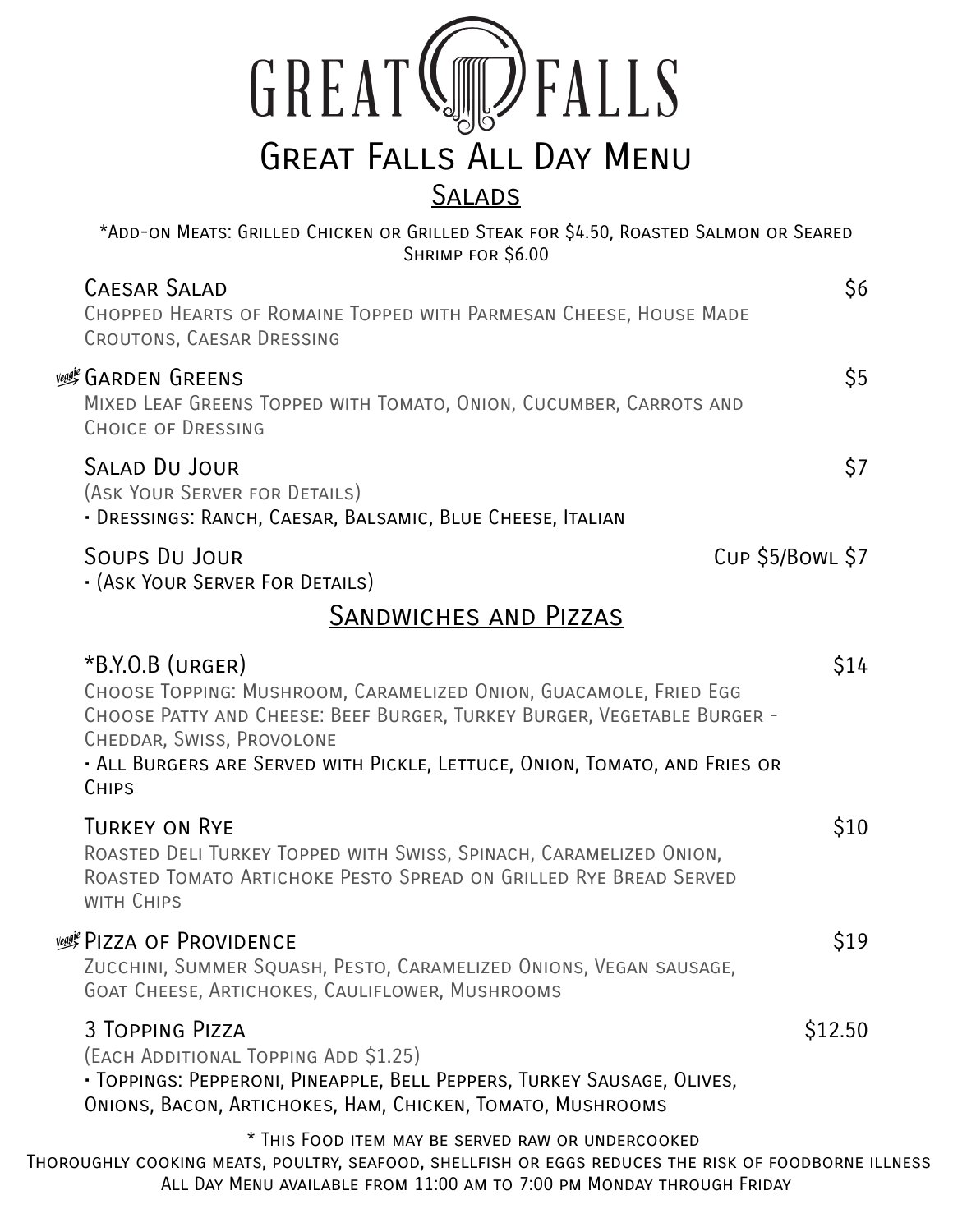# GREAT FALLS

# Great Falls All Day Menu

## Salads

*Add-on Meats: Grilled Chicken or Grilled Steak for $4.50, Roasted Salmon or Seared Shrimp for $6.00

**Caesar Salad** — $6
Chopped Hearts of Romaine Topped with Parmesan Cheese, House Made Croutons, Caesar Dressing

Veggie **Garden Greens** — $5
Mixed Leaf Greens Topped with Tomato, Onion, Cucumber, Carrots and Choice of Dressing

**Salad Du Jour** — $7
(Ask Your Server for Details)
- Dressings: Ranch, Caesar, Balsamic, Blue Cheese, Italian

**Soups Du Jour** — Cup $5/Bowl $7
- (Ask Your Server For Details)

## Sandwiches and Pizzas

***B.Y.O.B (urger)** — $14
Choose Topping: Mushroom, Caramelized Onion, Guacamole, Fried Egg
Choose Patty and Cheese: Beef Burger, Turkey Burger, Vegetable Burger - Cheddar, Swiss, Provolone
- All Burgers are Served with Pickle, Lettuce, Onion, Tomato, and Fries or Chips

**Turkey on Rye** — $10
Roasted Deli Turkey Topped with Swiss, Spinach, Caramelized Onion, Roasted Tomato Artichoke Pesto Spread on Grilled Rye Bread Served with Chips

Veggie **Pizza of Providence** — $19
Zucchini, Summer Squash, Pesto, Caramelized Onions, Vegan sausage, Goat Cheese, Artichokes, Cauliflower, Mushrooms

**3 Topping Pizza** — $12.50
(Each Additional Topping Add $1.25)
- Toppings: Pepperoni, Pineapple, Bell Peppers, Turkey Sausage, Olives, Onions, Bacon, Artichokes, Ham, Chicken, Tomato, Mushrooms

* This Food item may be served raw or undercooked

Thoroughly cooking meats, poultry, seafood, shellfish or eggs reduces the risk of foodborne illness

All Day Menu available from 11:00 am to 7:00 pm Monday through Friday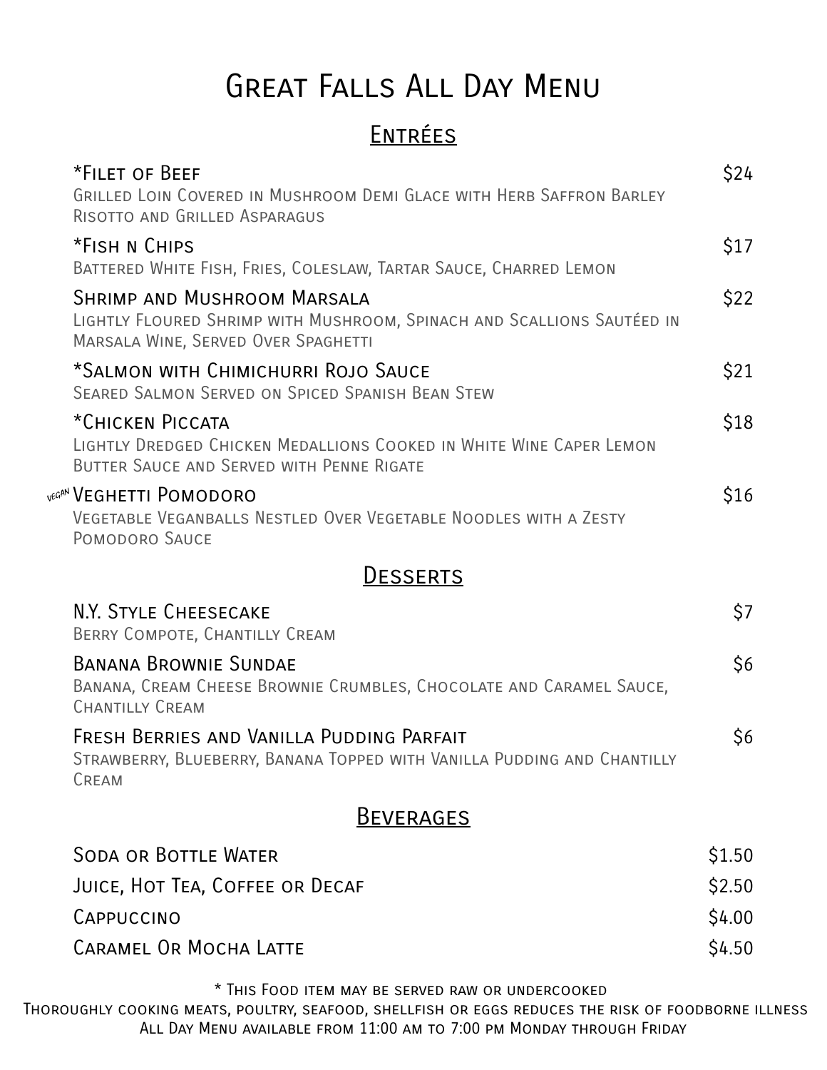# Great Falls All Day Menu

## Entrées

| | |
|---|---|
| **\*Filet of Beef**<br>Grilled Loin Covered in Mushroom Demi Glace with Herb Saffron Barley Risotto and Grilled Asparagus | $24 |
| **\*Fish n Chips**<br>Battered White Fish, Fries, Coleslaw, Tartar Sauce, Charred Lemon | $17 |
| **Shrimp and Mushroom Marsala**<br>Lightly Floured Shrimp with Mushroom, Spinach and Scallions Sautéed in Marsala Wine, Served Over Spaghetti | $22 |
| **\*Salmon with Chimichurri Rojo Sauce**<br>Seared Salmon Served on Spiced Spanish Bean Stew | $21 |
| **\*Chicken Piccata**<br>Lightly Dredged Chicken Medallions Cooked in White Wine Caper Lemon Butter Sauce and Served with Penne Rigate | $18 |
| VEGAN **Veghetti Pomodoro**<br>Vegetable Veganballs Nestled Over Vegetable Noodles with a Zesty Pomodoro Sauce | $16 |

## Desserts

| | |
|---|---|
| **N.Y. Style Cheesecake**<br>Berry Compote, Chantilly Cream | $7 |
| **Banana Brownie Sundae**<br>Banana, Cream Cheese Brownie Crumbles, Chocolate and Caramel Sauce, Chantilly Cream | $6 |
| **Fresh Berries and Vanilla Pudding Parfait**<br>Strawberry, Blueberry, Banana Topped with Vanilla Pudding and Chantilly Cream | $6 |

## Beverages

| | |
|---|---|
| Soda or Bottle Water | $1.50 |
| Juice, Hot Tea, Coffee or Decaf | $2.50 |
| Cappuccino | $4.00 |
| Caramel Or Mocha Latte | $4.50 |

\* This Food item may be served raw or undercooked

Thoroughly cooking meats, poultry, seafood, shellfish or eggs reduces the risk of foodborne illness

All Day Menu available from 11:00 am to 7:00 pm Monday through Friday